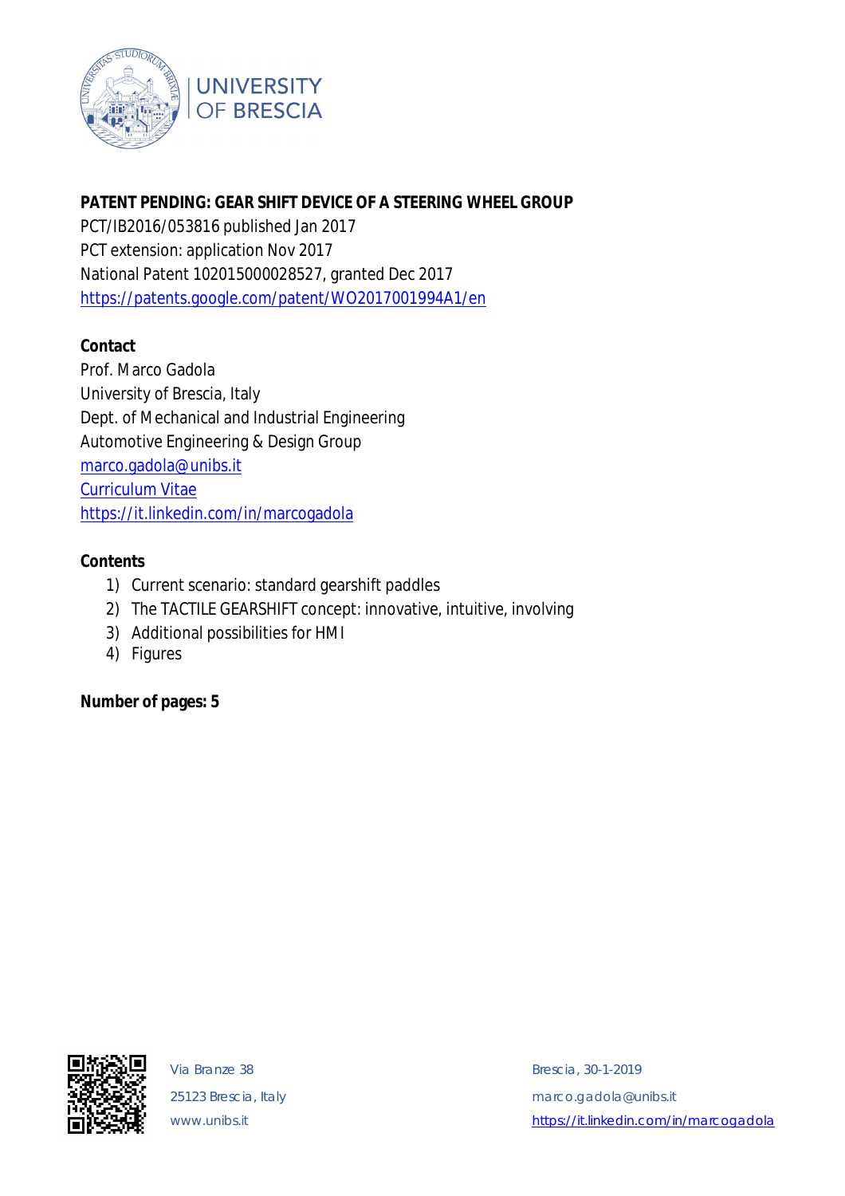**PATENT PENDING: GEAR SHIFT DEVICE OF A STEERING WHEEL GROUP**

PCT/IB2016/053816 published Jan 2017

PCT extension: application Nov 2017

National Patent 102015000028527, granted Dec 2017

https://patents.google.com/patent/WO2017001994A1/en

**Contact**

Prof. Marco Gadola

University of Brescia, Italy

Dept. of Mechanical and Industrial Engineering

Automotive Engineering & Design Group

marco.gadola@unibs.it

Curriculum Vitae

https://it.linkedin.com/in/marcogadola

**Contents**

1) Current scenario: standard gearshift paddles
2) The TACTILE GEARSHIFT concept: innovative, intuitive, involving
3) Additional possibilities for HMI
4) Figures

**Number of pages: 5**

Via Branze 38

25123 Brescia, Italy

www.unibs.it

Brescia, 30-1-2019

marco.gadola@unibs.it

https://it.linkedin.com/in/marcogadola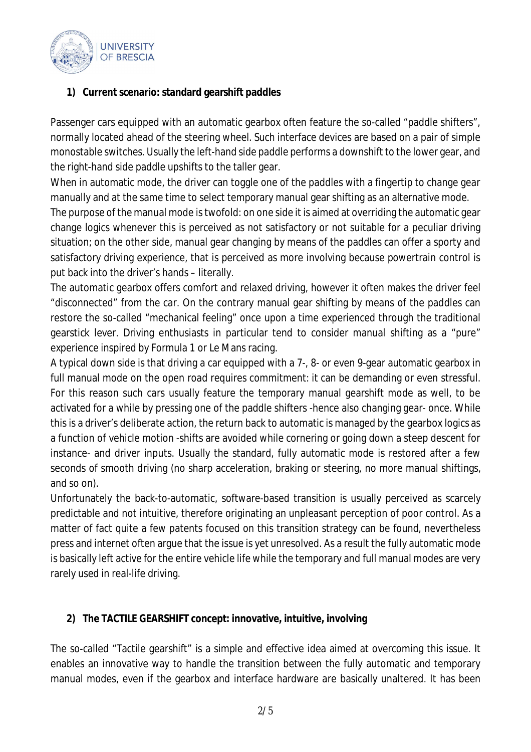## 1) Current scenario: standard gearshift paddles

Passenger cars equipped with an automatic gearbox often feature the so-called "paddle shifters", normally located ahead of the steering wheel. Such interface devices are based on a pair of simple monostable switches. Usually the left-hand side paddle performs a downshift to the lower gear, and the right-hand side paddle upshifts to the taller gear.

When in automatic mode, the driver can toggle one of the paddles with a fingertip to change gear manually and at the same time to select temporary manual gear shifting as an alternative mode.

The purpose of the manual mode is twofold: on one side it is aimed at overriding the automatic gear change logics whenever this is perceived as not satisfactory or not suitable for a peculiar driving situation; on the other side, manual gear changing by means of the paddles can offer a sporty and satisfactory driving experience, that is perceived as more involving because powertrain control is put back into the driver's hands – literally.

The automatic gearbox offers comfort and relaxed driving, however it often makes the driver feel "disconnected" from the car. On the contrary manual gear shifting by means of the paddles can restore the so-called "mechanical feeling" once upon a time experienced through the traditional gearstick lever. Driving enthusiasts in particular tend to consider manual shifting as a "pure" experience inspired by Formula 1 or Le Mans racing.

A typical down side is that driving a car equipped with a 7-, 8- or even 9-gear automatic gearbox in full manual mode on the open road requires commitment: it can be demanding or even stressful. For this reason such cars usually feature the temporary manual gearshift mode as well, to be activated for a while by pressing one of the paddle shifters -hence also changing gear- once. While this is a driver's deliberate action, the return back to automatic is managed by the gearbox logics as a function of vehicle motion -shifts are avoided while cornering or going down a steep descent for instance- and driver inputs. Usually the standard, fully automatic mode is restored after a few seconds of smooth driving (no sharp acceleration, braking or steering, no more manual shiftings, and so on).

Unfortunately the back-to-automatic, software-based transition is usually perceived as scarcely predictable and not intuitive, therefore originating an unpleasant perception of poor control. As a matter of fact quite a few patents focused on this transition strategy can be found, nevertheless press and internet often argue that the issue is yet unresolved. As a result the fully automatic mode is basically left active for the entire vehicle life while the temporary and full manual modes are very rarely used in real-life driving.

## 2) The TACTILE GEARSHIFT concept: innovative, intuitive, involving

The so-called "Tactile gearshift" is a simple and effective idea aimed at overcoming this issue. It enables an innovative way to handle the transition between the fully automatic and temporary manual modes, even if the gearbox and interface hardware are basically unaltered. It has been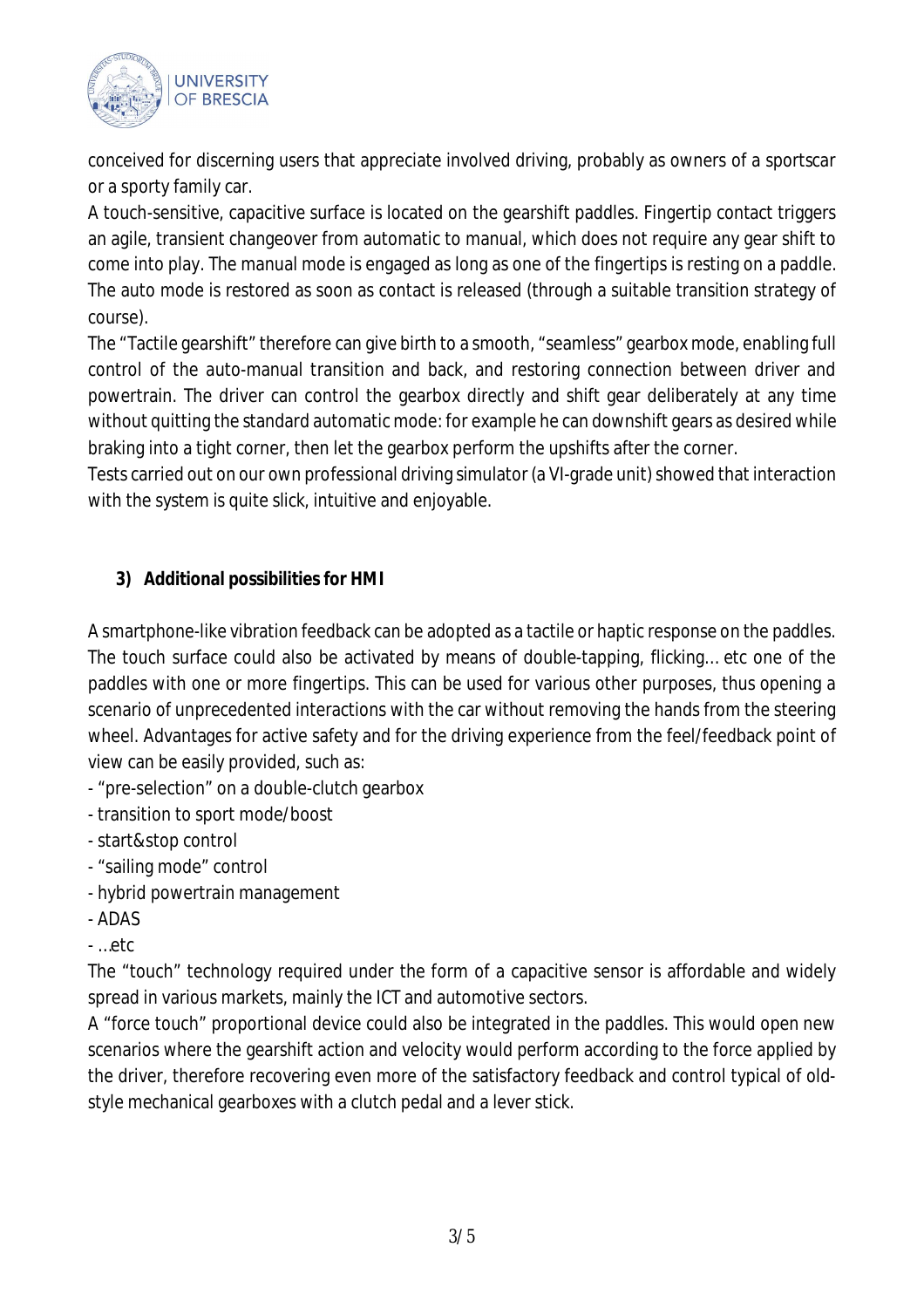conceived for discerning users that appreciate involved driving, probably as owners of a sportscar or a sporty family car.

A touch-sensitive, capacitive surface is located on the gearshift paddles. Fingertip contact triggers an agile, transient changeover from automatic to manual, which does not require any gear shift to come into play. The manual mode is engaged as long as one of the fingertips is resting on a paddle. The auto mode is restored as soon as contact is released (through a suitable transition strategy of course).

The "Tactile gearshift" therefore can give birth to a smooth, "seamless" gearbox mode, enabling full control of the auto-manual transition and back, and restoring connection between driver and powertrain. The driver can control the gearbox directly and shift gear deliberately at any time without quitting the standard automatic mode: for example he can downshift gears as desired while braking into a tight corner, then let the gearbox perform the upshifts after the corner.

Tests carried out on our own professional driving simulator (a VI-grade unit) showed that interaction with the system is quite slick, intuitive and enjoyable.

## 3) Additional possibilities for HMI

A smartphone-like vibration feedback can be adopted as a tactile or haptic response on the paddles. The touch surface could also be activated by means of double-tapping, flicking… etc one of the paddles with one or more fingertips. This can be used for various other purposes, thus opening a scenario of unprecedented interactions with the car without removing the hands from the steering wheel. Advantages for active safety and for the driving experience from the feel/feedback point of view can be easily provided, such as:

- "pre-selection" on a double-clutch gearbox
- transition to sport mode/boost
- start&stop control
- "sailing mode" control
- hybrid powertrain management
- ADAS
- …etc

The "touch" technology required under the form of a capacitive sensor is affordable and widely spread in various markets, mainly the ICT and automotive sectors.

A "force touch" proportional device could also be integrated in the paddles. This would open new scenarios where the gearshift action and velocity would perform according to the force applied by the driver, therefore recovering even more of the satisfactory feedback and control typical of old-style mechanical gearboxes with a clutch pedal and a lever stick.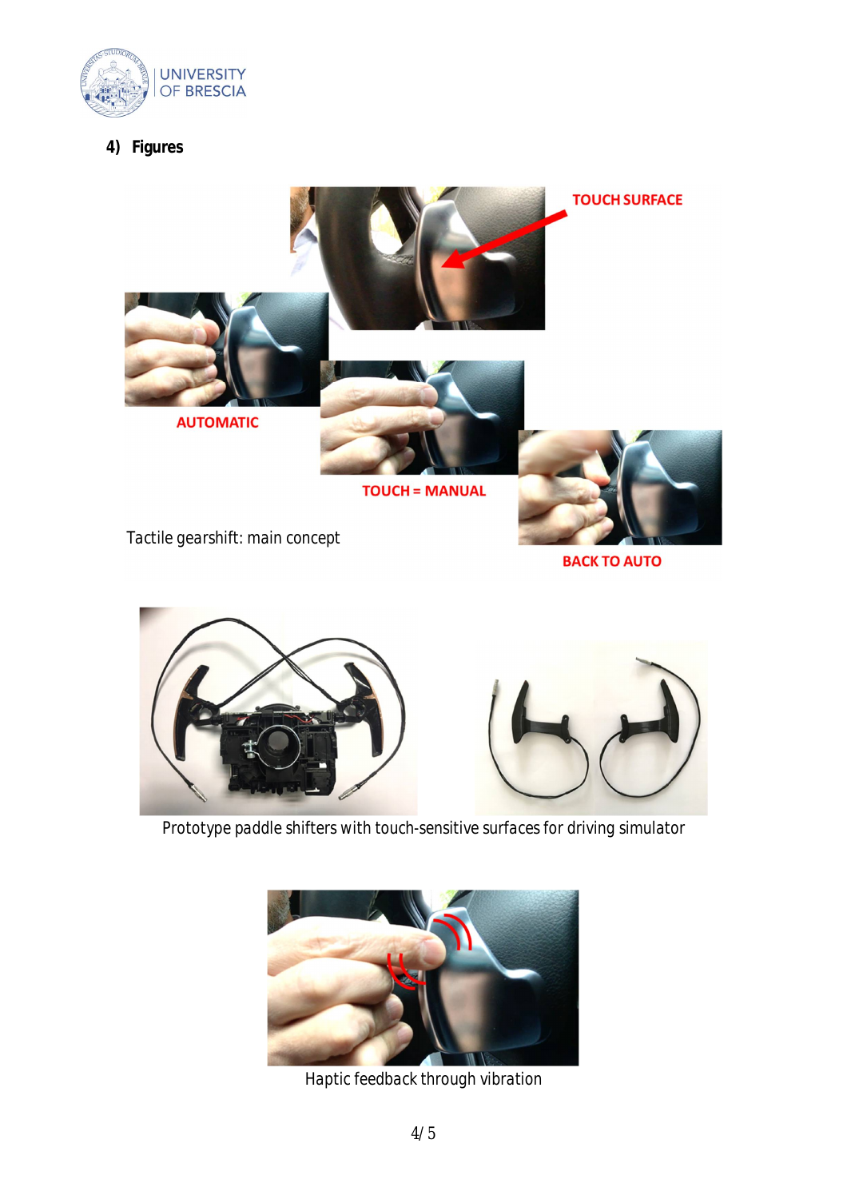## 4) Figures

TOUCH SURFACE

AUTOMATIC

TOUCH = MANUAL

BACK TO AUTO

Tactile gearshift: main concept

Prototype paddle shifters with touch-sensitive surfaces for driving simulator

Haptic feedback through vibration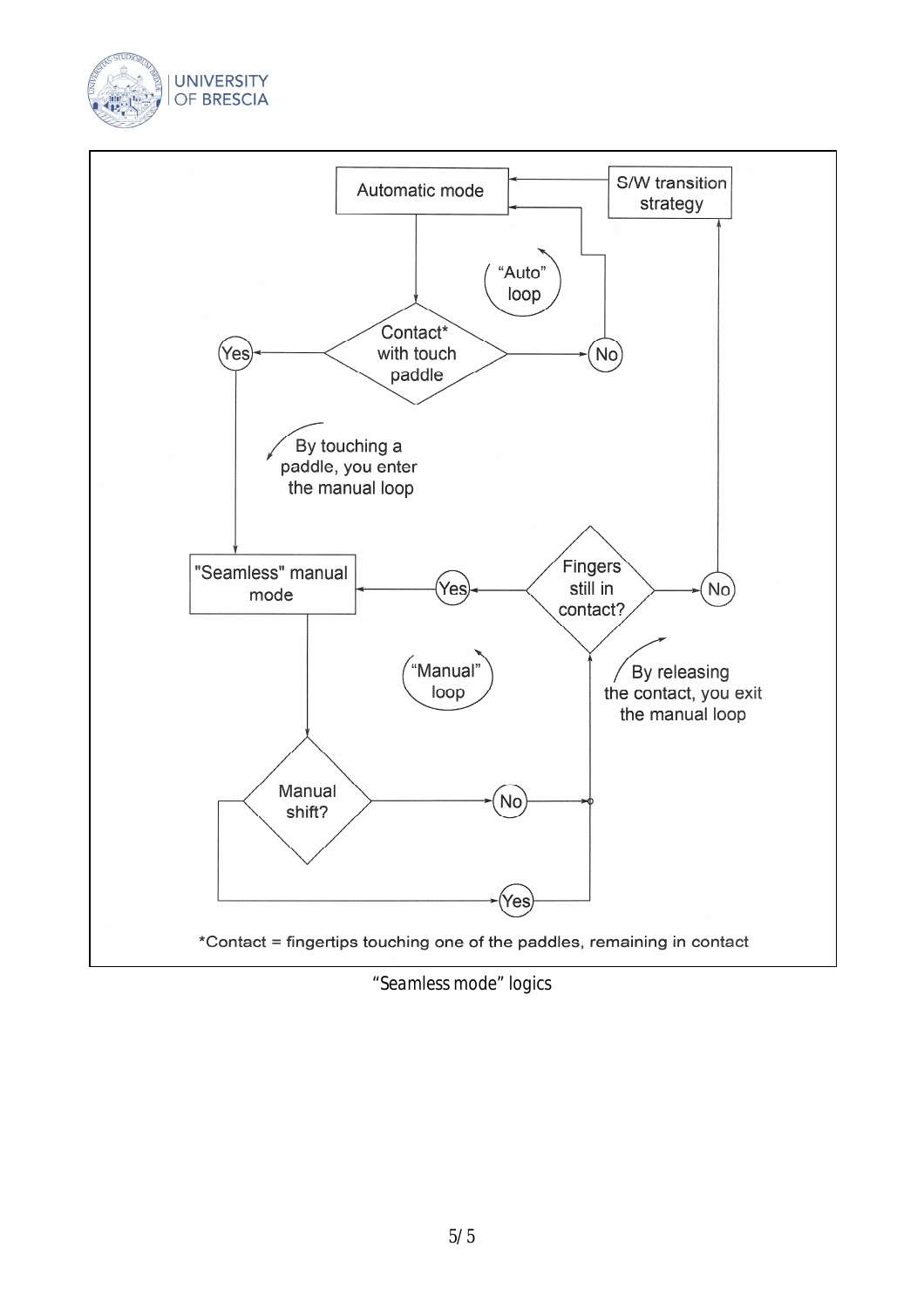Automatic mode

S/W transition strategy

"Auto" loop

Contact* with touch paddle

Yes

No

By touching a paddle, you enter the manual loop

"Seamless" manual mode

Yes

Fingers still in contact?

No

"Manual" loop

By releasing the contact, you exit the manual loop

Manual shift?

No

Yes

*Contact = fingertips touching one of the paddles, remaining in contact

"Seamless mode" logics